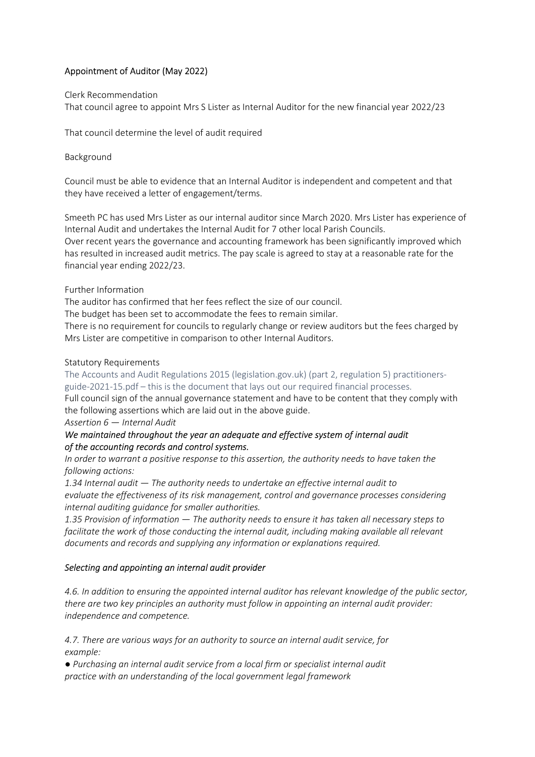## Appointment of Auditor (May 2022)

Clerk Recommendation

That council agree to appoint Mrs S Lister as Internal Auditor for the new financial year 2022/23

That council determine the level of audit required

Background

Council must be able to evidence that an Internal Auditor is independent and competent and that they have received a letter of engagement/terms.

Smeeth PC has used Mrs Lister as our internal auditor since March 2020. Mrs Lister has experience of Internal Audit and undertakes the Internal Audit for 7 other local Parish Councils.
Over recent years the governance and accounting framework has been significantly improved which has resulted in increased audit metrics. The pay scale is agreed to stay at a reasonable rate for the financial year ending 2022/23.

Further Information

The auditor has confirmed that her fees reflect the size of our council.
The budget has been set to accommodate the fees to remain similar.
There is no requirement for councils to regularly change or review auditors but the fees charged by Mrs Lister are competitive in comparison to other Internal Auditors.

Statutory Requirements

The Accounts and Audit Regulations 2015 (legislation.gov.uk) (part 2, regulation 5) practitioners-guide-2021-15.pdf – this is the document that lays out our required financial processes.
Full council sign of the annual governance statement and have to be content that they comply with the following assertions which are laid out in the above guide.

*Assertion 6 — Internal Audit*

***We maintained throughout the year an adequate and effective system of internal audit of the accounting records and control systems.***

*In order to warrant a positive response to this assertion, the authority needs to have taken the following actions:*

*1.34 Internal audit — The authority needs to undertake an effective internal audit to evaluate the effectiveness of its risk management, control and governance processes considering internal auditing guidance for smaller authorities.*

*1.35 Provision of information — The authority needs to ensure it has taken all necessary steps to facilitate the work of those conducting the internal audit, including making available all relevant documents and records and supplying any information or explanations required.*

***Selecting and appointing an internal audit provider***

*4.6. In addition to ensuring the appointed internal auditor has relevant knowledge of the public sector, there are two key principles an authority must follow in appointing an internal audit provider: independence and competence.*

*4.7. There are various ways for an authority to source an internal audit service, for example:*

- *Purchasing an internal audit service from a local firm or specialist internal audit practice with an understanding of the local government legal framework*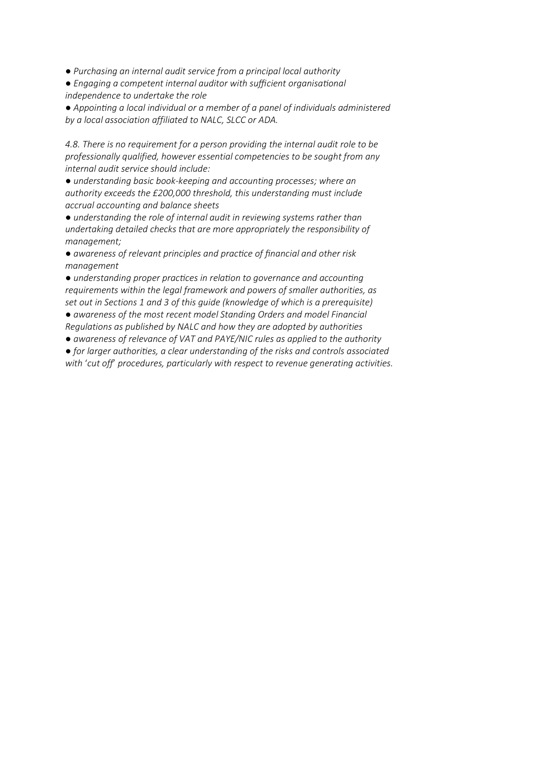- *Purchasing an internal audit service from a principal local authority*
- *Engaging a competent internal auditor with sufficient organisational independence to undertake the role*
- *Appointing a local individual or a member of a panel of individuals administered by a local association affiliated to NALC, SLCC or ADA.*

*4.8. There is no requirement for a person providing the internal audit role to be professionally qualified, however essential competencies to be sought from any internal audit service should include:*

- *understanding basic book-keeping and accounting processes; where an authority exceeds the £200,000 threshold, this understanding must include accrual accounting and balance sheets*
- *understanding the role of internal audit in reviewing systems rather than undertaking detailed checks that are more appropriately the responsibility of management;*
- *awareness of relevant principles and practice of financial and other risk management*
- *understanding proper practices in relation to governance and accounting requirements within the legal framework and powers of smaller authorities, as set out in Sections 1 and 3 of this guide (knowledge of which is a prerequisite)*
- *awareness of the most recent model Standing Orders and model Financial Regulations as published by NALC and how they are adopted by authorities*
- *awareness of relevance of VAT and PAYE/NIC rules as applied to the authority*
- *for larger authorities, a clear understanding of the risks and controls associated with 'cut off' procedures, particularly with respect to revenue generating activities.*